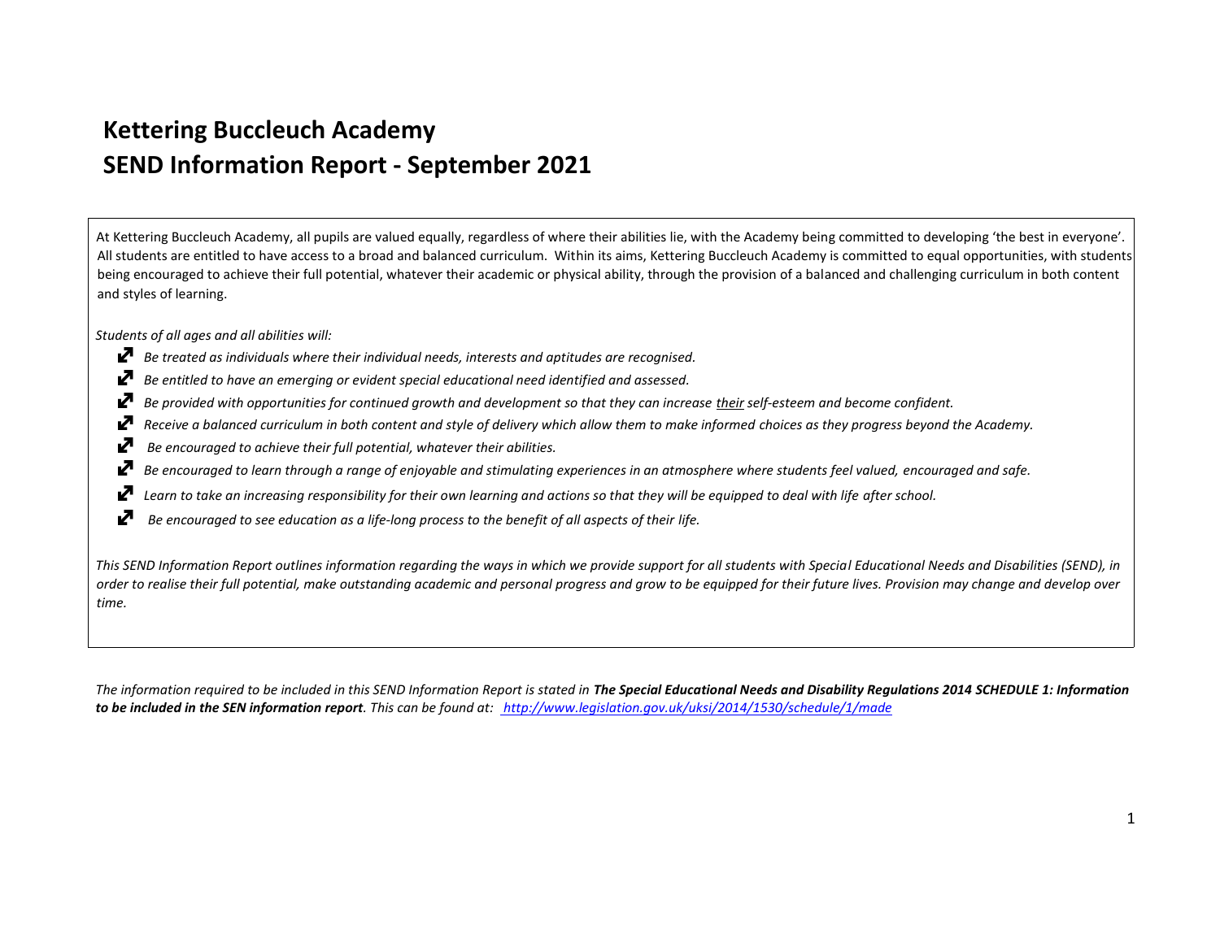# Kettering Buccleuch Academy
# SEND Information Report - September 2021

At Kettering Buccleuch Academy, all pupils are valued equally, regardless of where their abilities lie, with the Academy being committed to developing 'the best in everyone'. All students are entitled to have access to a broad and balanced curriculum. Within its aims, Kettering Buccleuch Academy is committed to equal opportunities, with students being encouraged to achieve their full potential, whatever their academic or physical ability, through the provision of a balanced and challenging curriculum in both content and styles of learning.

*Students of all ages and all abilities will:*

- *Be treated as individuals where their individual needs, interests and aptitudes are recognised.*
- *Be entitled to have an emerging or evident special educational need identified and assessed.*
- *Be provided with opportunities for continued growth and development so that they can increase <u>their</u> self-esteem and become confident.*
- *Receive a balanced curriculum in both content and style of delivery which allow them to make informed choices as they progress beyond the Academy.*
- *Be encouraged to achieve their full potential, whatever their abilities.*
- *Be encouraged to learn through a range of enjoyable and stimulating experiences in an atmosphere where students feel valued, encouraged and safe.*
- *Learn to take an increasing responsibility for their own learning and actions so that they will be equipped to deal with life after school.*
- *Be encouraged to see education as a life-long process to the benefit of all aspects of their life.*

*This SEND Information Report outlines information regarding the ways in which we provide support for all students with Special Educational Needs and Disabilities (SEND), in order to realise their full potential, make outstanding academic and personal progress and grow to be equipped for their future lives. Provision may change and develop over time.*

*The information required to be included in this SEND Information Report is stated in **The Special Educational Needs and Disability Regulations 2014 SCHEDULE 1: Information to be included in the SEN information report**. This can be found at: [http://www.legislation.gov.uk/uksi/2014/1530/schedule/1/made](http://www.legislation.gov.uk/uksi/2014/1530/schedule/1/made)*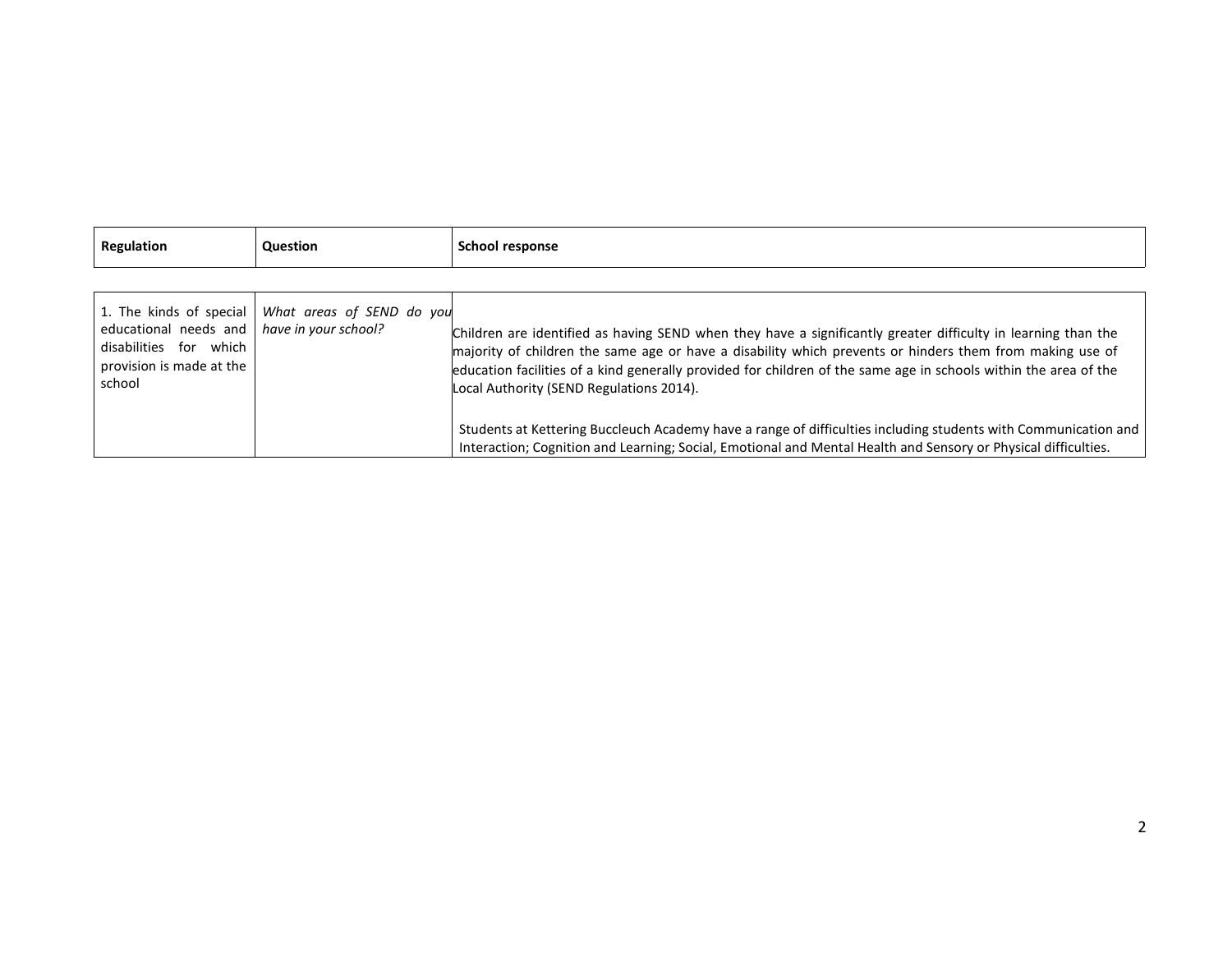| Regulation | Question | School response |
| --- | --- | --- |
| 1. The kinds of special educational needs and disabilities for which provision is made at the school | *What areas of SEND do you have in your school?* | Children are identified as having SEND when they have a significantly greater difficulty in learning than the majority of children the same age or have a disability which prevents or hinders them from making use of education facilities of a kind generally provided for children of the same age in schools within the area of the Local Authority (SEND Regulations 2014).<br><br>Students at Kettering Buccleuch Academy have a range of difficulties including students with Communication and Interaction; Cognition and Learning; Social, Emotional and Mental Health and Sensory or Physical difficulties. |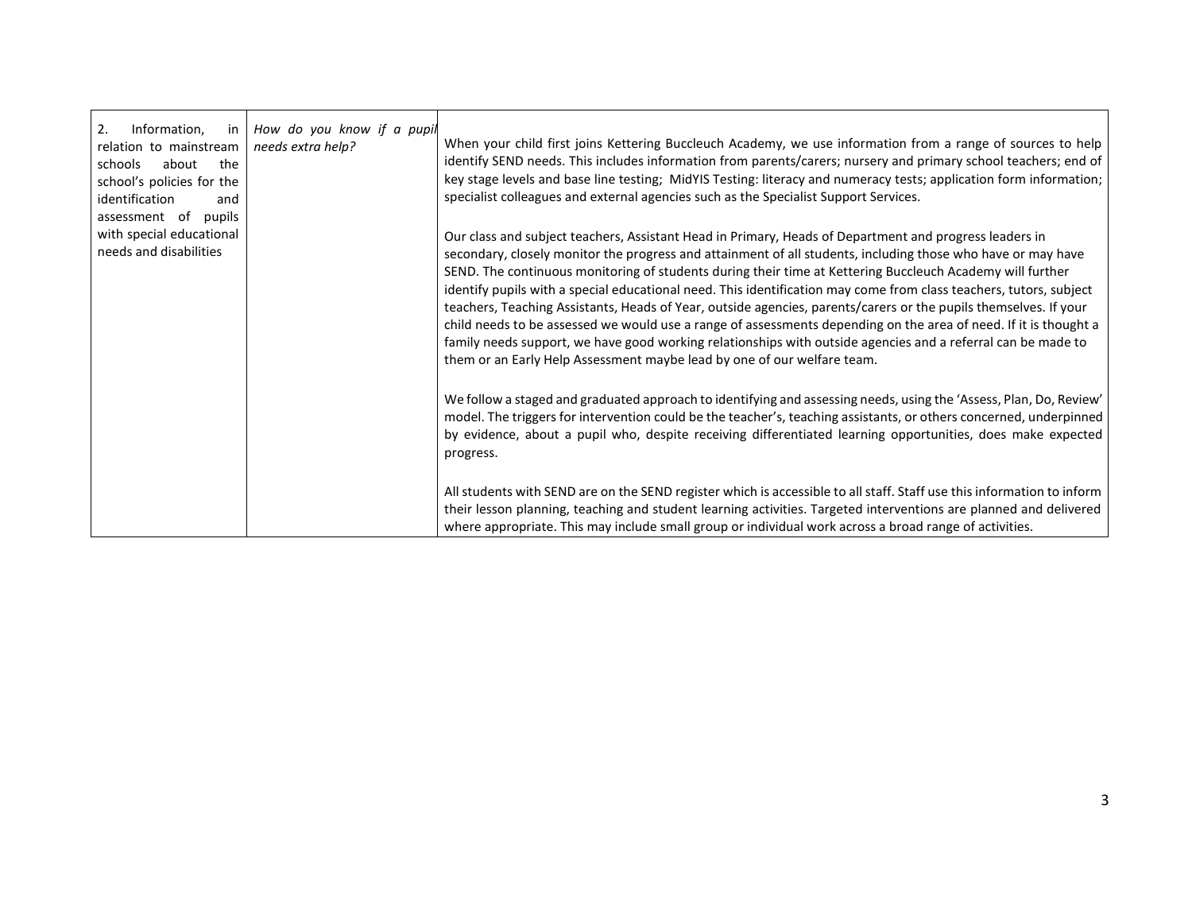| | | |
|---|---|---|
| 2. Information, in relation to mainstream schools about the school's policies for the identification and assessment of pupils with special educational needs and disabilities | *How do you know if a pupil needs extra help?* | When your child first joins Kettering Buccleuch Academy, we use information from a range of sources to help identify SEND needs. This includes information from parents/carers; nursery and primary school teachers; end of key stage levels and base line testing; MidYIS Testing: literacy and numeracy tests; application form information; specialist colleagues and external agencies such as the Specialist Support Services.<br><br>Our class and subject teachers, Assistant Head in Primary, Heads of Department and progress leaders in secondary, closely monitor the progress and attainment of all students, including those who have or may have SEND. The continuous monitoring of students during their time at Kettering Buccleuch Academy will further identify pupils with a special educational need. This identification may come from class teachers, tutors, subject teachers, Teaching Assistants, Heads of Year, outside agencies, parents/carers or the pupils themselves. If your child needs to be assessed we would use a range of assessments depending on the area of need. If it is thought a family needs support, we have good working relationships with outside agencies and a referral can be made to them or an Early Help Assessment maybe lead by one of our welfare team.<br><br>We follow a staged and graduated approach to identifying and assessing needs, using the 'Assess, Plan, Do, Review' model. The triggers for intervention could be the teacher's, teaching assistants, or others concerned, underpinned by evidence, about a pupil who, despite receiving differentiated learning opportunities, does make expected progress.<br><br>All students with SEND are on the SEND register which is accessible to all staff. Staff use this information to inform their lesson planning, teaching and student learning activities. Targeted interventions are planned and delivered where appropriate. This may include small group or individual work across a broad range of activities. |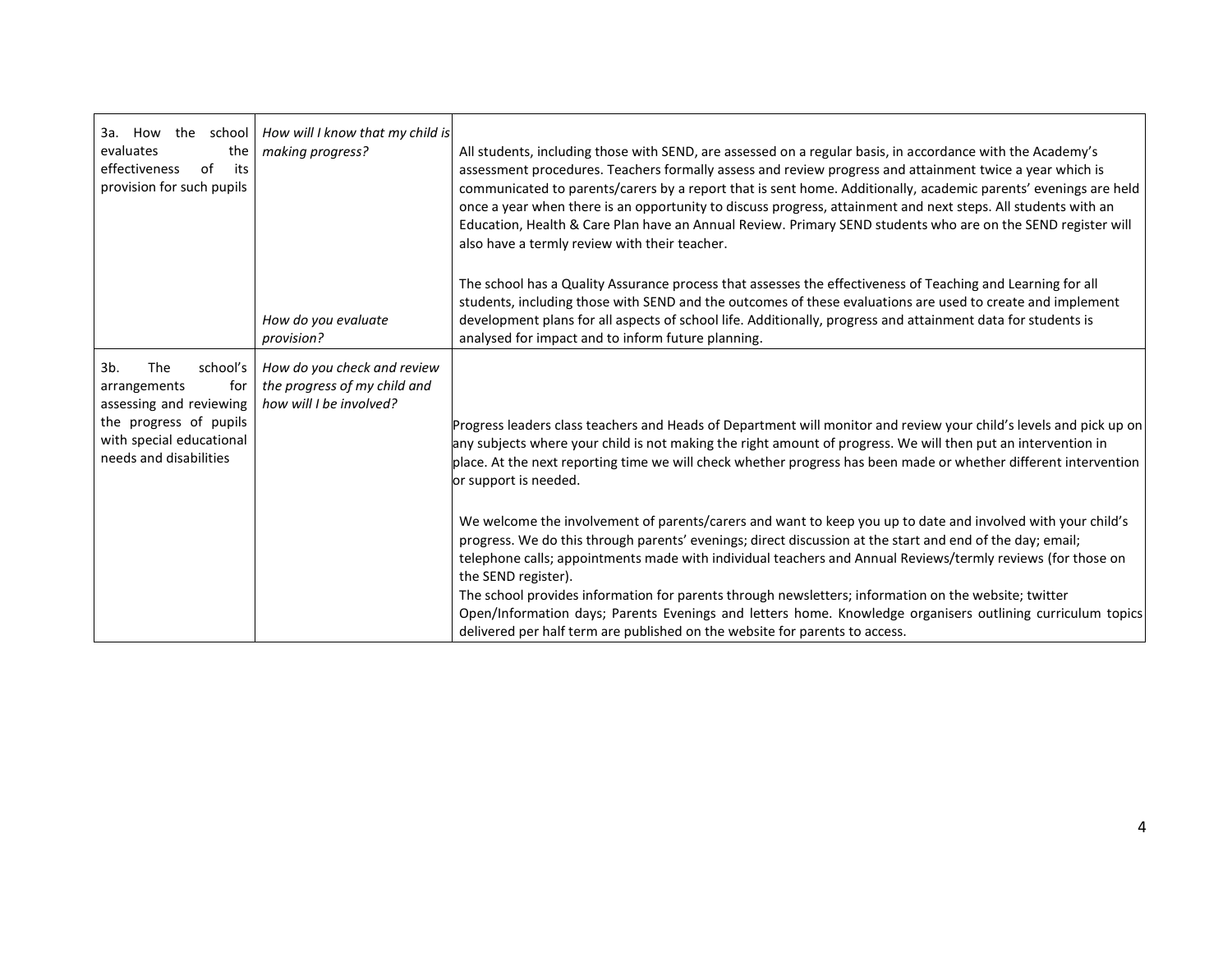| 3a. How the school evaluates the effectiveness of its provision for such pupils | *How will I know that my child is making progress?*<br><br>*How do you evaluate provision?* | All students, including those with SEND, are assessed on a regular basis, in accordance with the Academy's assessment procedures. Teachers formally assess and review progress and attainment twice a year which is communicated to parents/carers by a report that is sent home. Additionally, academic parents' evenings are held once a year when there is an opportunity to discuss progress, attainment and next steps. All students with an Education, Health & Care Plan have an Annual Review. Primary SEND students who are on the SEND register will also have a termly review with their teacher.<br><br>The school has a Quality Assurance process that assesses the effectiveness of Teaching and Learning for all students, including those with SEND and the outcomes of these evaluations are used to create and implement development plans for all aspects of school life. Additionally, progress and attainment data for students is analysed for impact and to inform future planning. |
|---|---|---|
| 3b. The school's arrangements for assessing and reviewing the progress of pupils with special educational needs and disabilities | *How do you check and review the progress of my child and how will I be involved?* | Progress leaders class teachers and Heads of Department will monitor and review your child's levels and pick up on any subjects where your child is not making the right amount of progress. We will then put an intervention in place. At the next reporting time we will check whether progress has been made or whether different intervention or support is needed.<br><br>We welcome the involvement of parents/carers and want to keep you up to date and involved with your child's progress. We do this through parents' evenings; direct discussion at the start and end of the day; email; telephone calls; appointments made with individual teachers and Annual Reviews/termly reviews (for those on the SEND register).<br>The school provides information for parents through newsletters; information on the website; twitter Open/Information days; Parents Evenings and letters home. Knowledge organisers outlining curriculum topics delivered per half term are published on the website for parents to access. |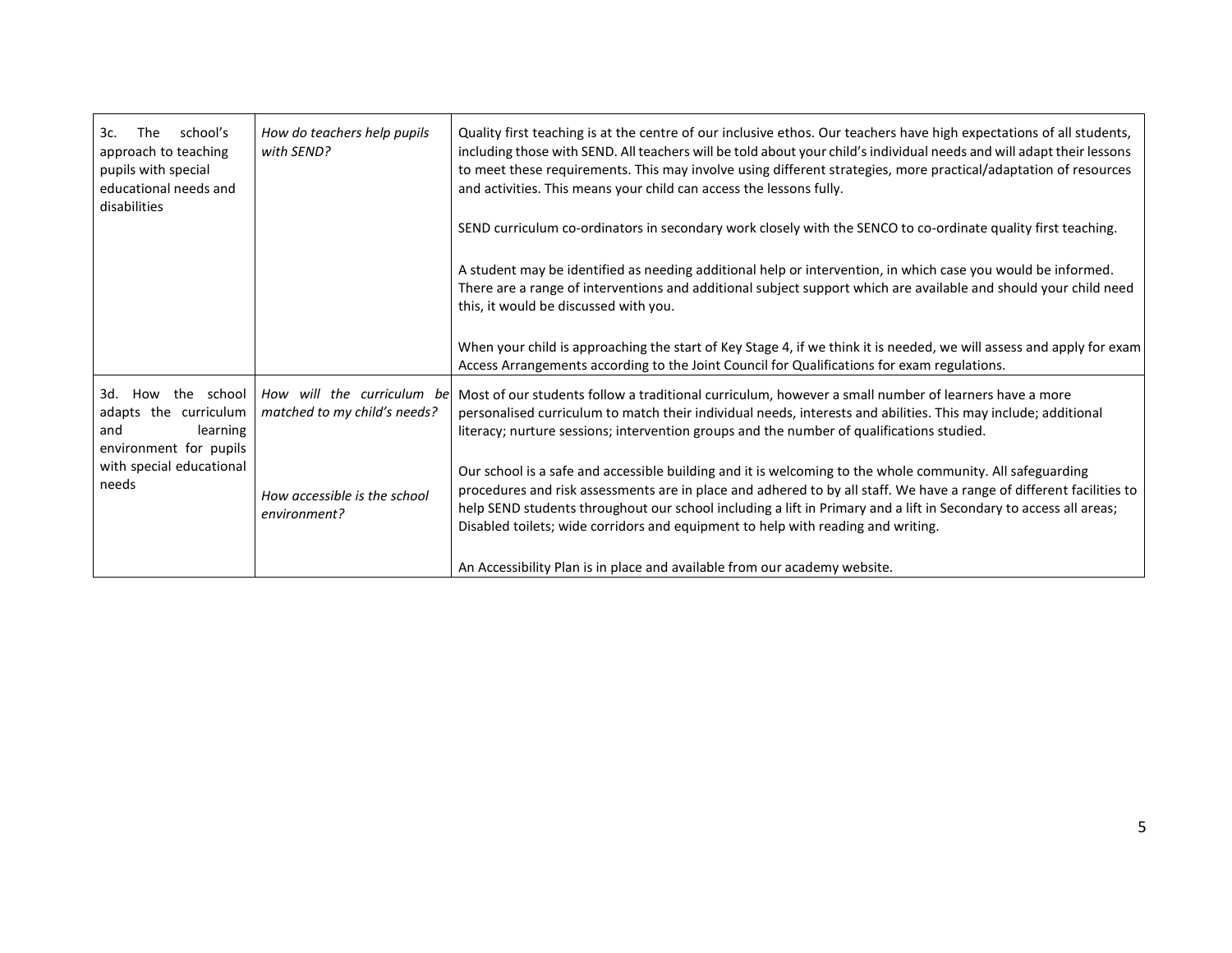| | | |
|---|---|---|
| 3c. The school's approach to teaching pupils with special educational needs and disabilities | *How do teachers help pupils with SEND?* | Quality first teaching is at the centre of our inclusive ethos. Our teachers have high expectations of all students, including those with SEND. All teachers will be told about your child's individual needs and will adapt their lessons to meet these requirements. This may involve using different strategies, more practical/adaptation of resources and activities. This means your child can access the lessons fully.<br><br>SEND curriculum co-ordinators in secondary work closely with the SENCO to co-ordinate quality first teaching.<br><br>A student may be identified as needing additional help or intervention, in which case you would be informed. There are a range of interventions and additional subject support which are available and should your child need this, it would be discussed with you.<br><br>When your child is approaching the start of Key Stage 4, if we think it is needed, we will assess and apply for exam Access Arrangements according to the Joint Council for Qualifications for exam regulations. |
| 3d. How the school adapts the curriculum and learning environment for pupils with special educational needs | *How will the curriculum be matched to my child's needs?*<br><br>*How accessible is the school environment?* | Most of our students follow a traditional curriculum, however a small number of learners have a more personalised curriculum to match their individual needs, interests and abilities. This may include; additional literacy; nurture sessions; intervention groups and the number of qualifications studied.<br><br>Our school is a safe and accessible building and it is welcoming to the whole community. All safeguarding procedures and risk assessments are in place and adhered to by all staff. We have a range of different facilities to help SEND students throughout our school including a lift in Primary and a lift in Secondary to access all areas; Disabled toilets; wide corridors and equipment to help with reading and writing.<br><br>An Accessibility Plan is in place and available from our academy website. |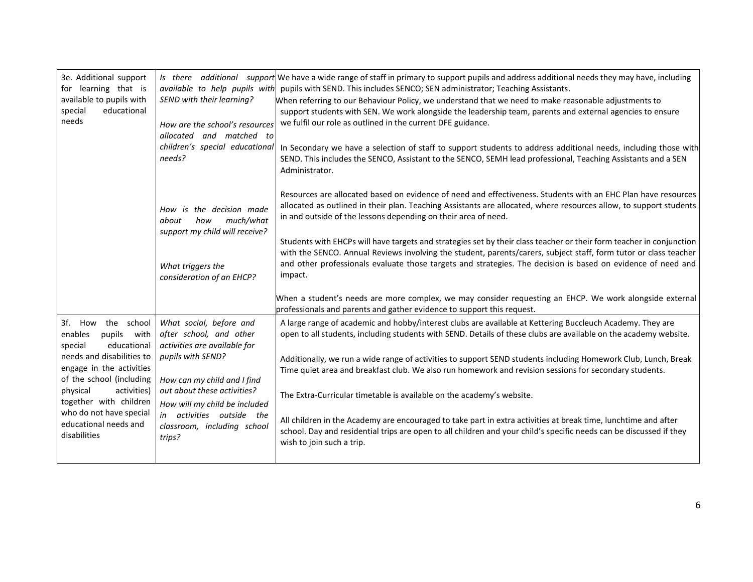| | | |
|---|---|---|
| 3e. Additional support for learning that is available to pupils with special educational needs | *Is there additional support available to help pupils with SEND with their learning?*<br><br>*How are the school's resources allocated and matched to children's special educational needs?*<br><br>*How is the decision made about how much/what support my child will receive?*<br><br>*What triggers the consideration of an EHCP?* | We have a wide range of staff in primary to support pupils and address additional needs they may have, including pupils with SEND. This includes SENCO; SEN administrator; Teaching Assistants.<br>When referring to our Behaviour Policy, we understand that we need to make reasonable adjustments to support students with SEN. We work alongside the leadership team, parents and external agencies to ensure we fulfil our role as outlined in the current DFE guidance.<br><br>In Secondary we have a selection of staff to support students to address additional needs, including those with SEND. This includes the SENCO, Assistant to the SENCO, SEMH lead professional, Teaching Assistants and a SEN Administrator.<br><br>Resources are allocated based on evidence of need and effectiveness. Students with an EHC Plan have resources allocated as outlined in their plan. Teaching Assistants are allocated, where resources allow, to support students in and outside of the lessons depending on their area of need.<br><br>Students with EHCPs will have targets and strategies set by their class teacher or their form teacher in conjunction with the SENCO. Annual Reviews involving the student, parents/carers, subject staff, form tutor or class teacher and other professionals evaluate those targets and strategies. The decision is based on evidence of need and impact.<br><br>When a student's needs are more complex, we may consider requesting an EHCP. We work alongside external professionals and parents and gather evidence to support this request. |
| 3f. How the school enables pupils with special educational needs and disabilities to engage in the activities of the school (including physical activities) together with children who do not have special educational needs and disabilities | *What social, before and after school, and other activities are available for pupils with SEND?*<br><br>*How can my child and I find out about these activities?*<br>*How will my child be included in activities outside the classroom, including school trips?* | A large range of academic and hobby/interest clubs are available at Kettering Buccleuch Academy. They are open to all students, including students with SEND. Details of these clubs are available on the academy website.<br><br>Additionally, we run a wide range of activities to support SEND students including Homework Club, Lunch, Break Time quiet area and breakfast club. We also run homework and revision sessions for secondary students.<br><br>The Extra-Curricular timetable is available on the academy's website.<br><br>All children in the Academy are encouraged to take part in extra activities at break time, lunchtime and after school. Day and residential trips are open to all children and your child's specific needs can be discussed if they wish to join such a trip. |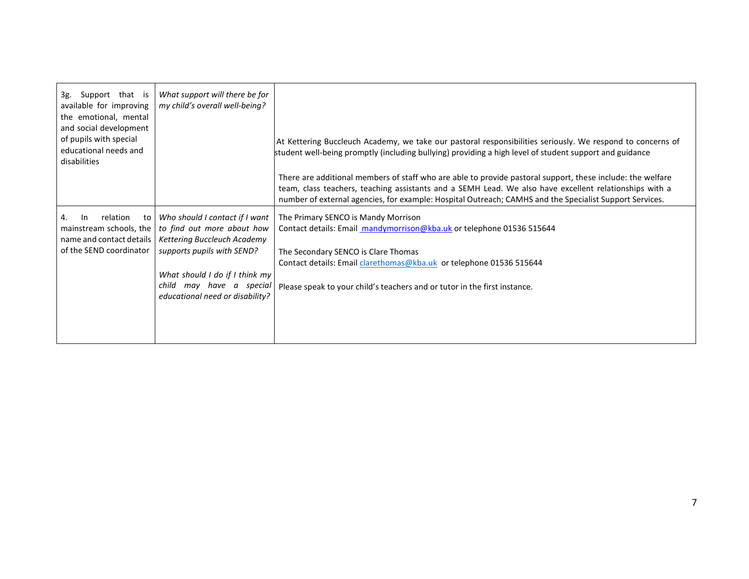| 3g. Support that is available for improving the emotional, mental and social development of pupils with special educational needs and disabilities | *What support will there be for my child's overall well-being?* | At Kettering Buccleuch Academy, we take our pastoral responsibilities seriously. We respond to concerns of student well-being promptly (including bullying) providing a high level of student support and guidance<br><br>There are additional members of staff who are able to provide pastoral support, these include: the welfare team, class teachers, teaching assistants and a SEMH Lead. We also have excellent relationships with a number of external agencies, for example: Hospital Outreach; CAMHS and the Specialist Support Services. |
|---|---|---|
| 4. In relation to mainstream schools, the name and contact details of the SEND coordinator | *Who should I contact if I want to find out more about how Kettering Buccleuch Academy supports pupils with SEND?*<br><br>*What should I do if I think my child may have a special educational need or disability?* | The Primary SENCO is Mandy Morrison<br>Contact details: Email mandymorrison@kba.uk or telephone 01536 515644<br><br>The Secondary SENCO is Clare Thomas<br>Contact details: Email clarethomas@kba.uk or telephone 01536 515644<br><br>Please speak to your child's teachers and or tutor in the first instance. |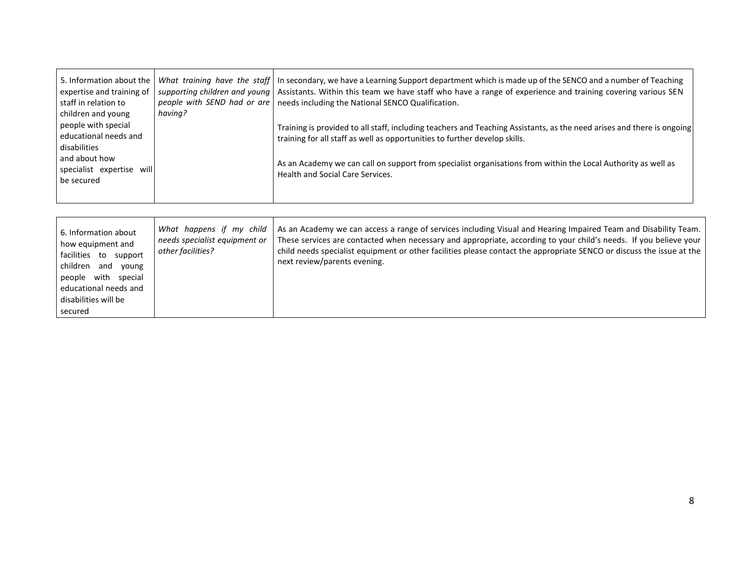| | | |
|---|---|---|
| 5. Information about the expertise and training of staff in relation to children and young people with special educational needs and disabilities and about how specialist expertise will be secured | *What training have the staff supporting children and young people with SEND had or are having?* | In secondary, we have a Learning Support department which is made up of the SENCO and a number of Teaching Assistants. Within this team we have staff who have a range of experience and training covering various SEN needs including the National SENCO Qualification.<br><br>Training is provided to all staff, including teachers and Teaching Assistants, as the need arises and there is ongoing training for all staff as well as opportunities to further develop skills.<br><br>As an Academy we can call on support from specialist organisations from within the Local Authority as well as Health and Social Care Services. |

| | | |
|---|---|---|
| 6. Information about how equipment and facilities to support children and young people with special educational needs and disabilities will be secured | *What happens if my child needs specialist equipment or other facilities?* | As an Academy we can access a range of services including Visual and Hearing Impaired Team and Disability Team. These services are contacted when necessary and appropriate, according to your child's needs. If you believe your child needs specialist equipment or other facilities please contact the appropriate SENCO or discuss the issue at the next review/parents evening. |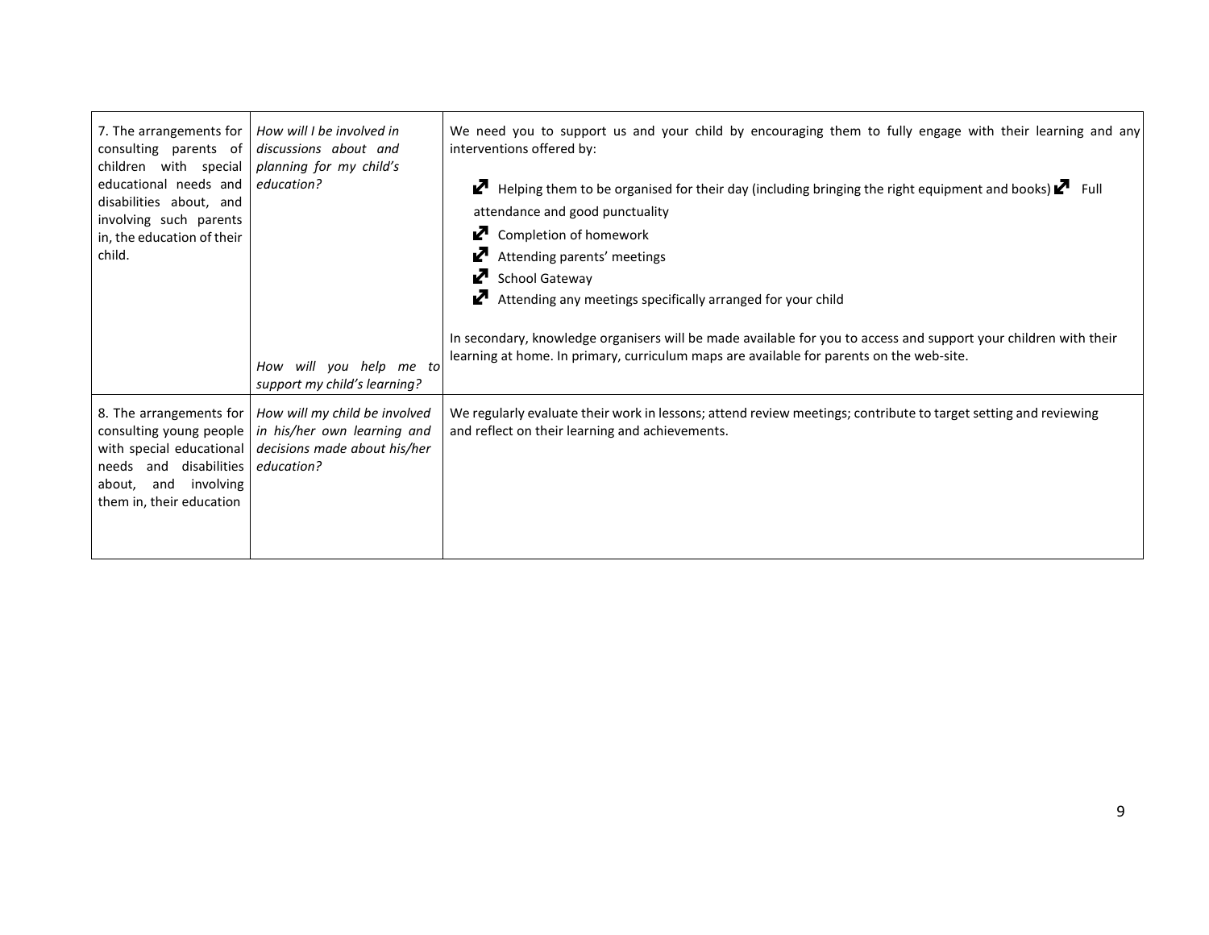| | | |
|---|---|---|
| 7. The arrangements for consulting parents of children with special educational needs and disabilities about, and involving such parents in, the education of their child. | *How will I be involved in discussions about and planning for my child's education?*<br><br>*How will you help me to support my child's learning?* | We need you to support us and your child by encouraging them to fully engage with their learning and any interventions offered by:<br>- Helping them to be organised for their day (including bringing the right equipment and books)<br>- Full attendance and good punctuality<br>- Completion of homework<br>- Attending parents' meetings<br>- School Gateway<br>- Attending any meetings specifically arranged for your child<br><br>In secondary, knowledge organisers will be made available for you to access and support your children with their learning at home. In primary, curriculum maps are available for parents on the web-site. |
| 8. The arrangements for consulting young people with special educational needs and disabilities about, and involving them in, their education | *How will my child be involved in his/her own learning and decisions made about his/her education?* | We regularly evaluate their work in lessons; attend review meetings; contribute to target setting and reviewing and reflect on their learning and achievements. |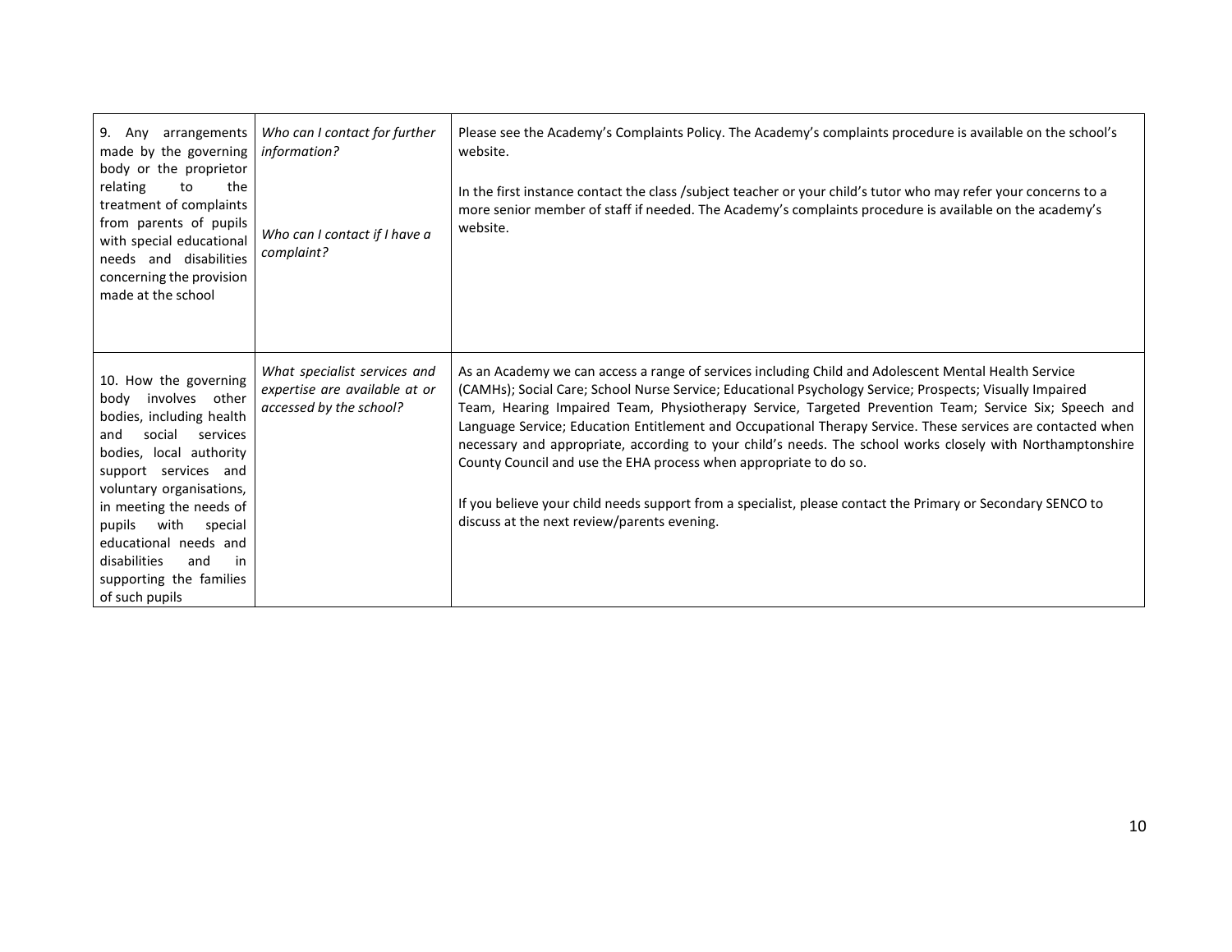| | | |
|---|---|---|
| 9. Any arrangements made by the governing body or the proprietor relating to the treatment of complaints from parents of pupils with special educational needs and disabilities concerning the provision made at the school | *Who can I contact for further information?*<br><br>*Who can I contact if I have a complaint?* | Please see the Academy's Complaints Policy. The Academy's complaints procedure is available on the school's website.<br><br>In the first instance contact the class /subject teacher or your child's tutor who may refer your concerns to a more senior member of staff if needed. The Academy's complaints procedure is available on the academy's website. |
| 10. How the governing body involves other bodies, including health and social services bodies, local authority support services and voluntary organisations, in meeting the needs of pupils with special educational needs and disabilities and in supporting the families of such pupils | *What specialist services and expertise are available at or accessed by the school?* | As an Academy we can access a range of services including Child and Adolescent Mental Health Service (CAMHs); Social Care; School Nurse Service; Educational Psychology Service; Prospects; Visually Impaired Team, Hearing Impaired Team, Physiotherapy Service, Targeted Prevention Team; Service Six; Speech and Language Service; Education Entitlement and Occupational Therapy Service. These services are contacted when necessary and appropriate, according to your child's needs. The school works closely with Northamptonshire County Council and use the EHA process when appropriate to do so.<br><br>If you believe your child needs support from a specialist, please contact the Primary or Secondary SENCO to discuss at the next review/parents evening. |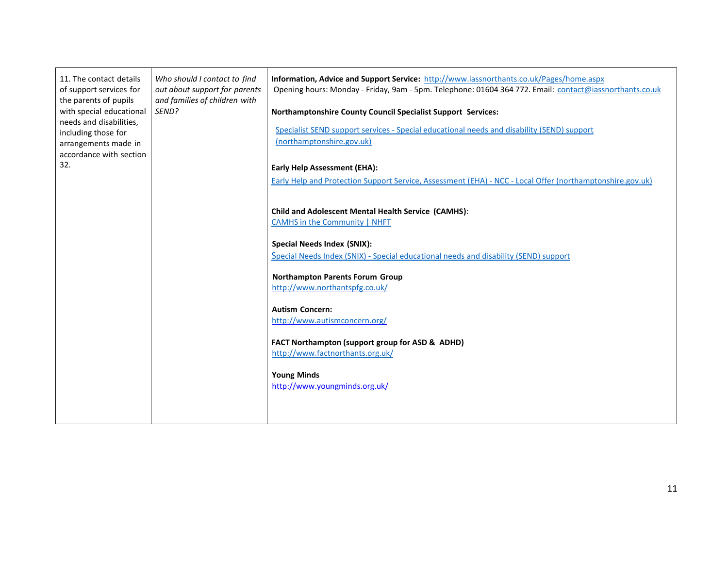| 11. The contact details of support services for the parents of pupils with special educational needs and disabilities, including those for arrangements made in accordance with section 32. | *Who should I contact to find out about support for parents and families of children with SEND?* | **Information, Advice and Support Service:** http://www.iassnorthants.co.uk/Pages/home.aspx Opening hours: Monday - Friday, 9am - 5pm. Telephone: 01604 364 772. Email: contact@iassnorthants.co.uk<br><br>**Northamptonshire County Council Specialist Support Services:**<br>Specialist SEND support services - Special educational needs and disability (SEND) support (northamptonshire.gov.uk)<br><br>**Early Help Assessment (EHA):**<br>Early Help and Protection Support Service, Assessment (EHA) - NCC - Local Offer (northamptonshire.gov.uk)<br><br>**Child and Adolescent Mental Health Service (CAMHS)**:<br>CAMHS in the Community \| NHFT<br><br>**Special Needs Index (SNIX):**<br>Special Needs Index (SNIX) - Special educational needs and disability (SEND) support<br><br>**Northampton Parents Forum Group**<br>http://www.northantspfg.co.uk/<br><br>**Autism Concern:**<br>http://www.autismconcern.org/<br><br>**FACT Northampton (support group for ASD & ADHD)**<br>http://www.factnorthants.org.uk/<br><br>**Young Minds**<br>http://www.youngminds.org.uk/ |
|---|---|---|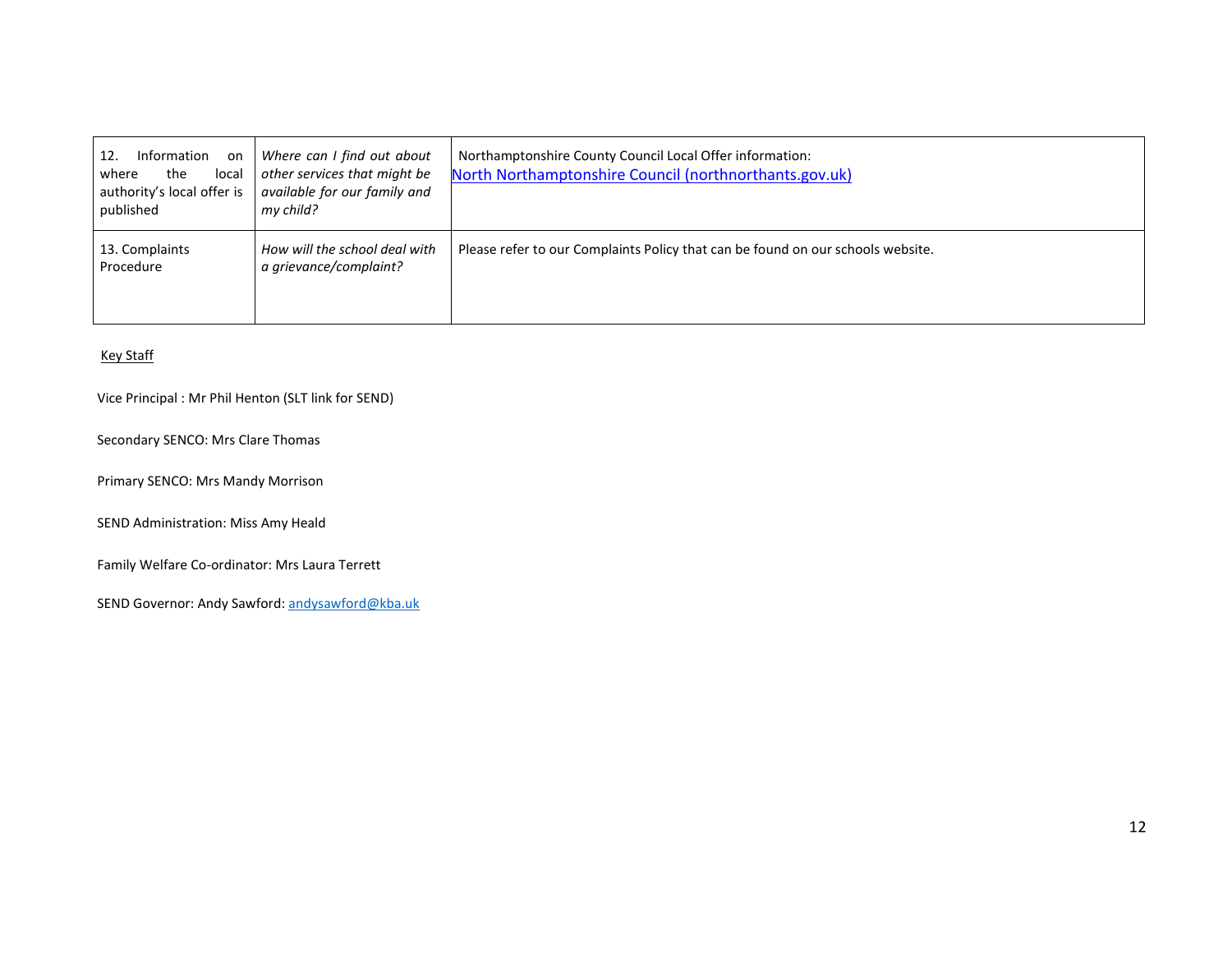| | | |
|---|---|---|
| 12. Information on where the local authority's local offer is published | *Where can I find out about other services that might be available for our family and my child?* | Northamptonshire County Council Local Offer information: [North Northamptonshire Council (northnorthants.gov.uk)](northnorthants.gov.uk) |
| 13. Complaints Procedure | *How will the school deal with a grievance/complaint?* | Please refer to our Complaints Policy that can be found on our schools website. |

<u>Key Staff</u>

Vice Principal : Mr Phil Henton (SLT link for SEND)

Secondary SENCO: Mrs Clare Thomas

Primary SENCO: Mrs Mandy Morrison

SEND Administration: Miss Amy Heald

Family Welfare Co-ordinator: Mrs Laura Terrett

SEND Governor: Andy Sawford: [andysawford@kba.uk](mailto:andysawford@kba.uk)